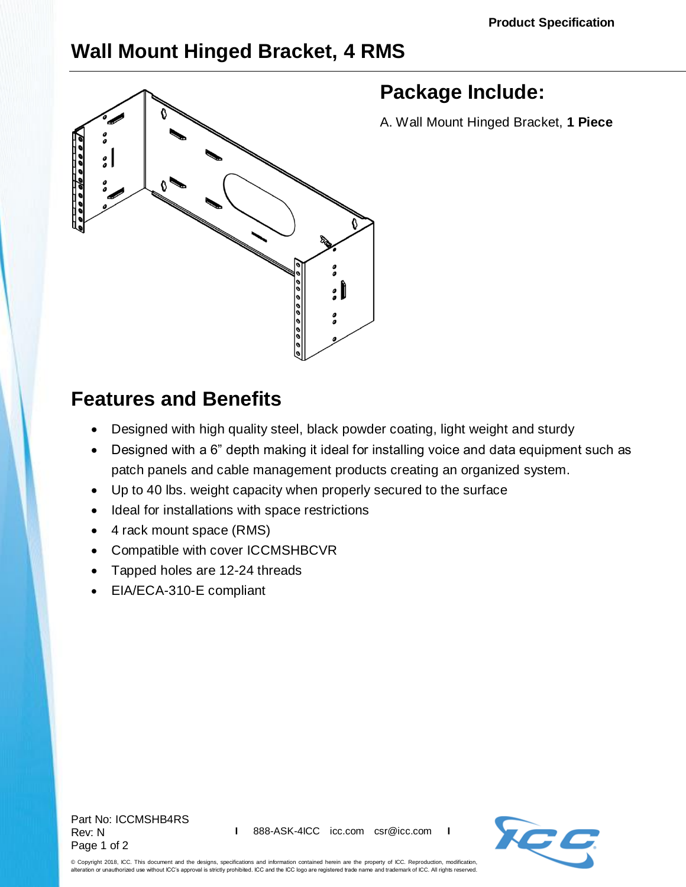Product Specification

# Wall Mount Hinged Bracket, 4 RMS

## Package Include:

A. Wall Mount Hinged Bracket, **1 Piece**

## Features and Benefits

- Designed with high quality steel, black powder coating, light weight and sturdy
- Designed with a 6” depth making it ideal for installing voice and data equipment such as patch panels and cable management products creating an organized system.
- Up to 40 lbs. weight capacity when properly secured to the surface
- Ideal for installations with space restrictions
- 4 rack mount space (RMS)
- Compatible with cover ICCMSHBCVR
- Tapped holes are 12-24 threads
- EIA/ECA-310-E compliant

Part No: ICCMSHB4RS
Rev: N

888-ASK-4ICC icc.com csr@icc.com

© Copyright 2018, ICC. This document and the designs, specifications and information contained herein are the property of ICC. Reproduction, modification, alteration or unauthorized use without ICC's approval is strictly prohibited. ICC and the ICC logo are registered trade name and trademark of ICC. All rights reserved.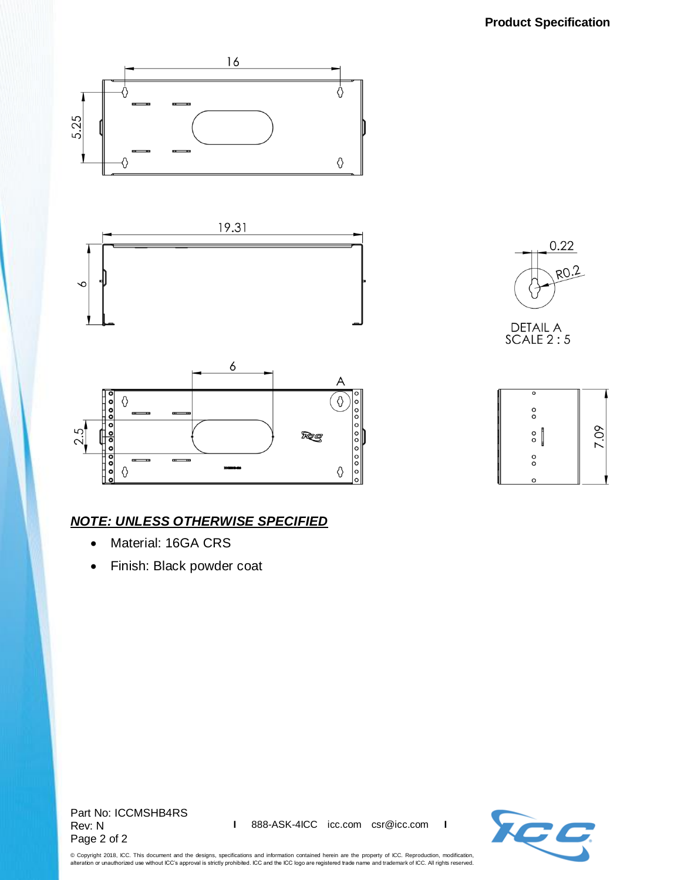16

5.25

19.31

6

0.22

R0.2

DETAIL A
SCALE 2 : 5

6

A

2.5

7.09

***NOTE: UNLESS OTHERWISE SPECIFIED***

- Material: 16GA CRS
- Finish: Black powder coat

Part No: ICCMSHB4RS
Rev: N

888-ASK-4ICC icc.com csr@icc.com

© Copyright 2018, ICC. This document and the designs, specifications and information contained herein are the property of ICC. Reproduction, modification, alteration or unauthorized use without ICC's approval is strictly prohibited. ICC and the ICC logo are registered trade name and trademark of ICC. All rights reserved.